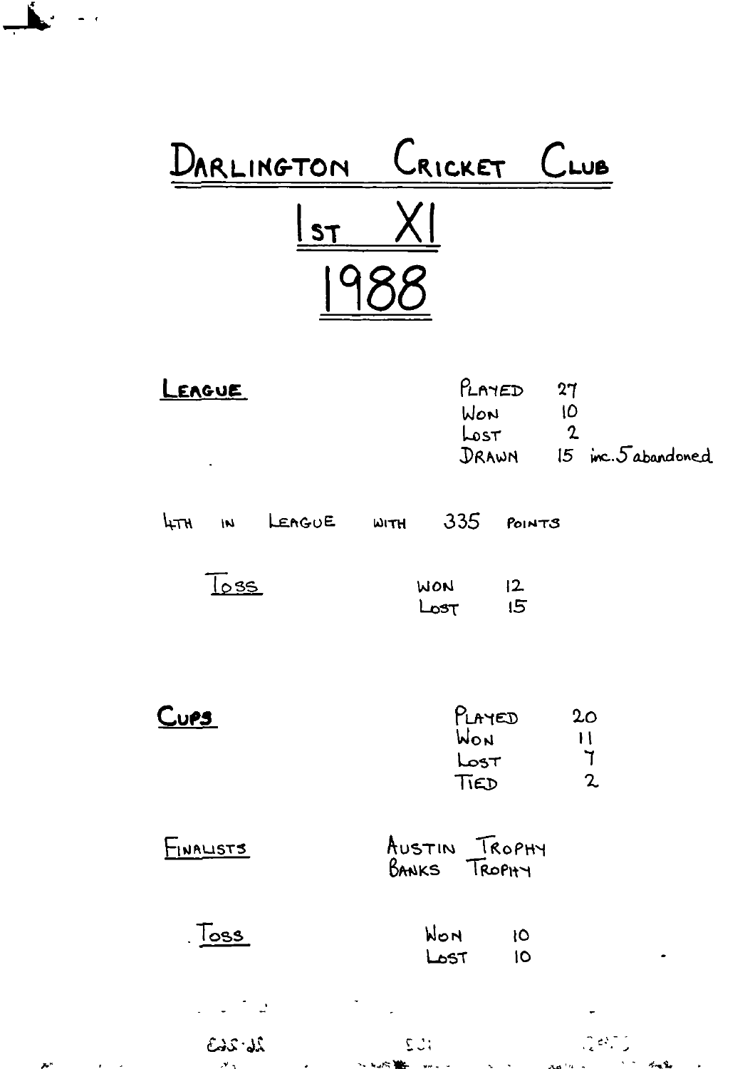# Darlington Cricket Club

## 1st XI

## 1988

**League**

| | |
|---|---|
| Played | 27 |
| Won | 10 |
| Lost | 2 |
| Drawn | 15 inc. 5 abandoned |

4th in League with 335 points

Toss

| | |
|---|---|
| Won | 12 |
| Lost | 15 |

**Cups**

| | |
|---|---|
| Played | 20 |
| Won | 11 |
| Lost | 7 |
| Tied | 2 |

Finalists

Austin Trophy
Banks Trophy

Toss

| | |
|---|---|
| Won | 10 |
| Lost | 10 |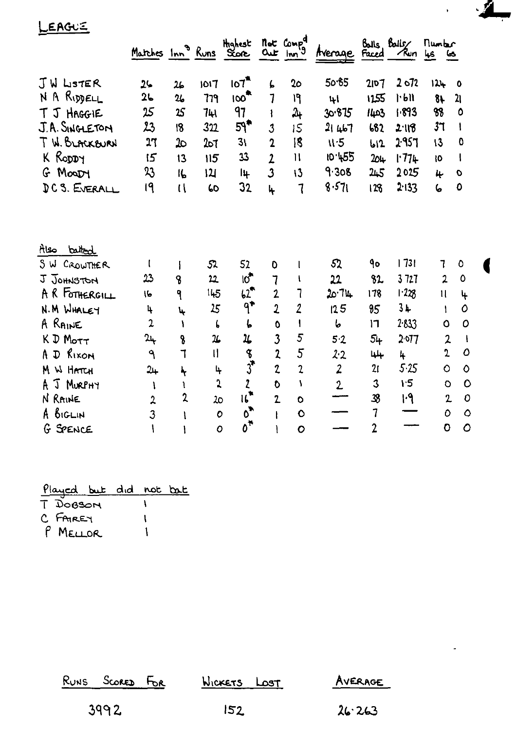# LEAGUE

| | Matches | Inn^s | Runs | Highest Score | Not Out | Comp^d Inn^s | Average | Balls Faced | Balls/Run | Number 4s | 6s |
|---|---|---|---|---|---|---|---|---|---|---|---|
| J W LISTER | 26 | 26 | 1017 | 107* | 6 | 20 | 50·85 | 2107 | 2·072 | 124 | 0 |
| N A RIDDELL | 26 | 26 | 779 | 100* | 7 | 19 | 41 | 1255 | 1·611 | 84 | 21 |
| T J HAGGIE | 25 | 25 | 741 | 97 | 1 | 24 | 30·875 | 1403 | 1·893 | 88 | 0 |
| J.A. SINGLETON | 23 | 18 | 322 | 59* | 3 | 15 | 21·467 | 682 | 2·118 | 37 | 1 |
| T W. BLACKBURN | 27 | 20 | 207 | 31 | 2 | 18 | 11·5 | 612 | 2·957 | 13 | 0 |
| K RODDY | 15 | 13 | 115 | 33 | 2 | 11 | 10·455 | 204 | 1·774 | 10 | 1 |
| G MOODY | 23 | 16 | 121 | 14 | 3 | 13 | 9·308 | 245 | 2·025 | 4 | 0 |
| D C S. EVERALL | 19 | 11 | 60 | 32 | 4 | 7 | 8·571 | 128 | 2·133 | 6 | 0 |

## Also batted

| | Matches | Inn^s | Runs | Highest Score | Not Out | Comp^d Inn^s | Average | Balls Faced | Balls/Run | Number 4s | 6s |
|---|---|---|---|---|---|---|---|---|---|---|---|
| S W CROWTHER | 1 | 1 | 52 | 52 | 0 | 1 | 52 | 90 | 1·731 | 7 | 0 |
| J JOHNSTON | 23 | 8 | 22 | 10* | 7 | 1 | 22 | 82 | 3·727 | 2 | 0 |
| A R FOTHERGILL | 16 | 9 | 145 | 62* | 2 | 7 | 20·714 | 178 | 1·228 | 11 | 4 |
| N.M WHALEY | 4 | 4 | 25 | 9* | 2 | 2 | 12·5 | 85 | 3·4 | 1 | 0 |
| A RAINE | 2 | 1 | 6 | 6 | 0 | 1 | 6 | 17 | 2·833 | 0 | 0 |
| K D MOTT | 24 | 8 | 26 | 26 | 3 | 5 | 5·2 | 54 | 2·077 | 2 | 1 |
| A D RIXON | 9 | 7 | 11 | 8 | 2 | 5 | 2·2 | 44 | 4 | 2 | 0 |
| M W HATCH | 24 | 4 | 4 | 3* | 2 | 2 | 2 | 21 | 5·25 | 0 | 0 |
| A J MURPHY | 1 | 1 | 2 | 2 | 0 | 1 | 2 | 3 | 1·5 | 0 | 0 |
| N RAINE | 2 | 2 | 20 | 16* | 2 | 0 | — | 38 | 1·9 | 2 | 0 |
| A BIGLIN | 3 | 1 | 0 | 0* | 1 | 0 | — | 7 | — | 0 | 0 |
| G SPENCE | 1 | 1 | 0 | 0* | 1 | 0 | — | 2 | — | 0 | 0 |

## Played but did not bat

| | |
|---|---|
| T DOBSON | 1 |
| C FAIREY | 1 |
| P MELLOR | 1 |

| RUNS SCORED FOR | WICKETS LOST | AVERAGE |
|---|---|---|
| 3992 | 152 | 26·263 |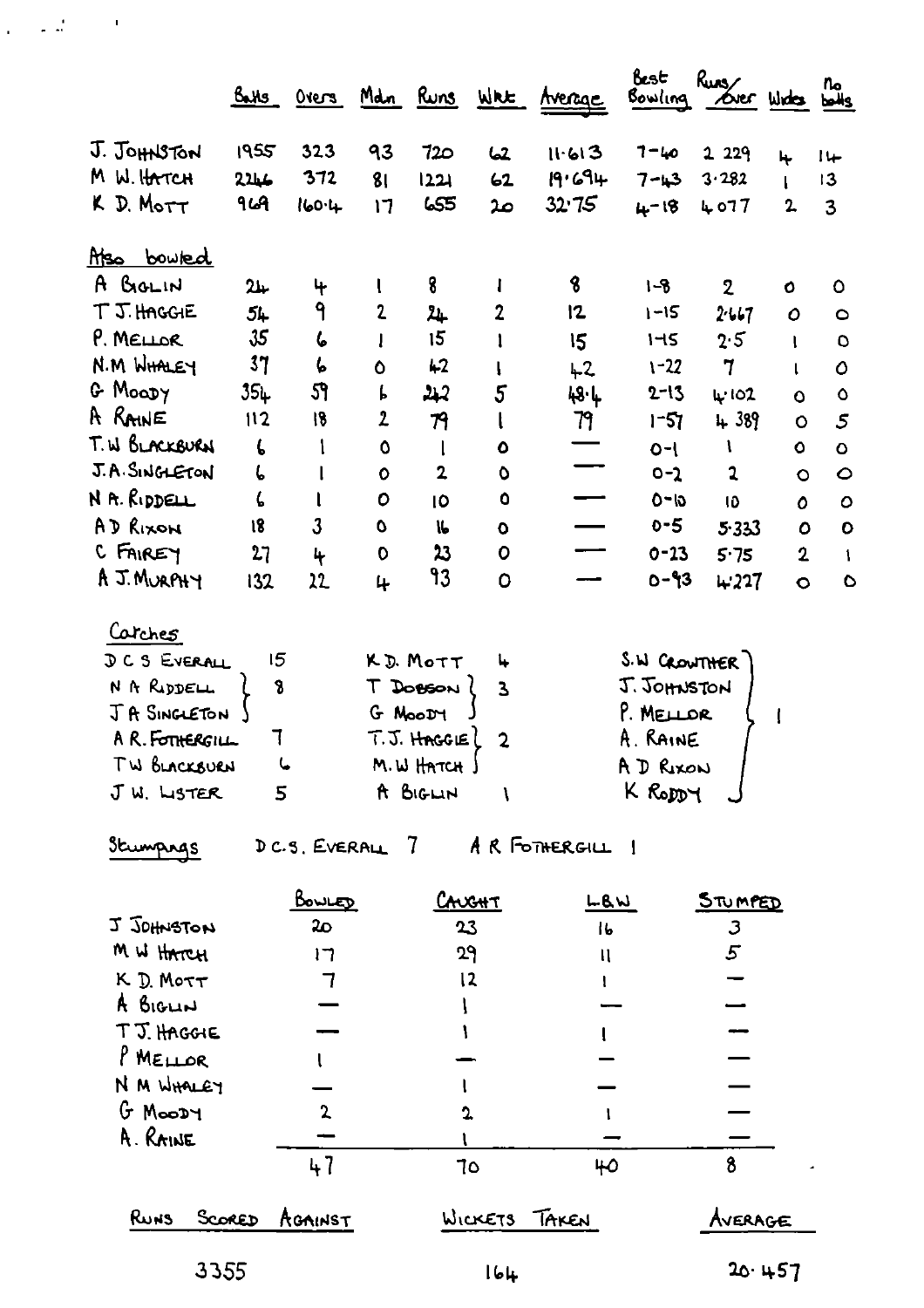| | Balls | Overs | Mdn | Runs | Wkt | Average | Best Bowling | Runs/Over | Wides | No balls |
|---|---|---|---|---|---|---|---|---|---|---|
| J. JOHNSTON | 1955 | 323 | 93 | 720 | 62 | 11·613 | 7-40 | 2.229 | 4 | 14 |
| M W. HATCH | 2246 | 372 | 81 | 1221 | 62 | 19·694 | 7-43 | 3·282 | 1 | 13 |
| K D. MOTT | 969 | 160·4 | 17 | 655 | 20 | 32·75 | 4-18 | 4 077 | 2 | 3 |

**Also bowled**

| | Balls | Overs | Mdn | Runs | Wkt | Average | Best Bowling | Runs/Over | Wides | No balls |
|---|---|---|---|---|---|---|---|---|---|---|
| A BIGLIN | 24 | 4 | 1 | 8 | 1 | 8 | 1-8 | 2 | 0 | 0 |
| T J. HAGGIE | 54 | 9 | 2 | 24 | 2 | 12 | 1-15 | 2·667 | 0 | 0 |
| P. MELLOR | 35 | 6 | 1 | 15 | 1 | 15 | 1-15 | 2·5 | 1 | 0 |
| N.M WHALEY | 37 | 6 | 0 | 42 | 1 | 42 | 1-22 | 7 | 1 | 0 |
| G MOODY | 354 | 59 | 6 | 242 | 5 | 48·4 | 2-13 | 4·102 | 0 | 0 |
| A RAINE | 112 | 18 | 2 | 79 | 1 | 79 | 1-57 | 4 389 | 0 | 5 |
| T.W BLACKBURN | 6 | 1 | 0 | 1 | 0 | — | 0-1 | 1 | 0 | 0 |
| J.A. SINGLETON | 6 | 1 | 0 | 2 | 0 | — | 0-2 | 2 | 0 | 0 |
| N A. RIDDELL | 6 | 1 | 0 | 10 | 0 | — | 0-10 | 10 | 0 | 0 |
| A D RIXON | 18 | 3 | 0 | 16 | 0 | — | 0-5 | 5·333 | 0 | 0 |
| C FAIREY | 27 | 4 | 0 | 23 | 0 | — | 0-23 | 5·75 | 2 | 1 |
| A J. MURPHY | 132 | 22 | 4 | 93 | 0 | — | 0-93 | 4·227 | 0 | 0 |

**Catches**

| | | | | | |
|---|---|---|---|---|---|
| D C S EVERALL | 15 | K.D. MOTT | 4 | S.W CROWTHER | 1 |
| N A RIDDELL | 8 | T DOBSON | 3 | J. JOHNSTON | 1 |
| J A SINGLETON | 8 | G MOODY | 3 | P. MELLOR | 1 |
| A R. FOTHERGILL | 7 | T.J. HAGGIE | 2 | A. RAINE | 1 |
| T W BLACKBURN | 6 | M.W HATCH | 2 | A D RIXON | 1 |
| J W. LISTER | 5 | A BIGLIN | 1 | K RODDY | 1 |

**Stumpings** D C.S. EVERALL 7 A R FOTHERGILL 1

| | Bowled | Caught | LBW | Stumped |
|---|---|---|---|---|
| J JOHNSTON | 20 | 23 | 16 | 3 |
| M W HATCH | 17 | 29 | 11 | 5 |
| K D. MOTT | 7 | 12 | 1 | — |
| A BIGLIN | — | 1 | — | — |
| T J. HAGGIE | — | 1 | 1 | — |
| P MELLOR | 1 | — | — | — |
| N M WHALEY | — | 1 | — | — |
| G MOODY | 2 | 2 | 1 | — |
| A. RAINE | — | 1 | — | — |
| | 47 | 70 | 40 | 8 |

| Runs Scored Against | Wickets Taken | Average |
|---|---|---|
| 3355 | 164 | 20·457 |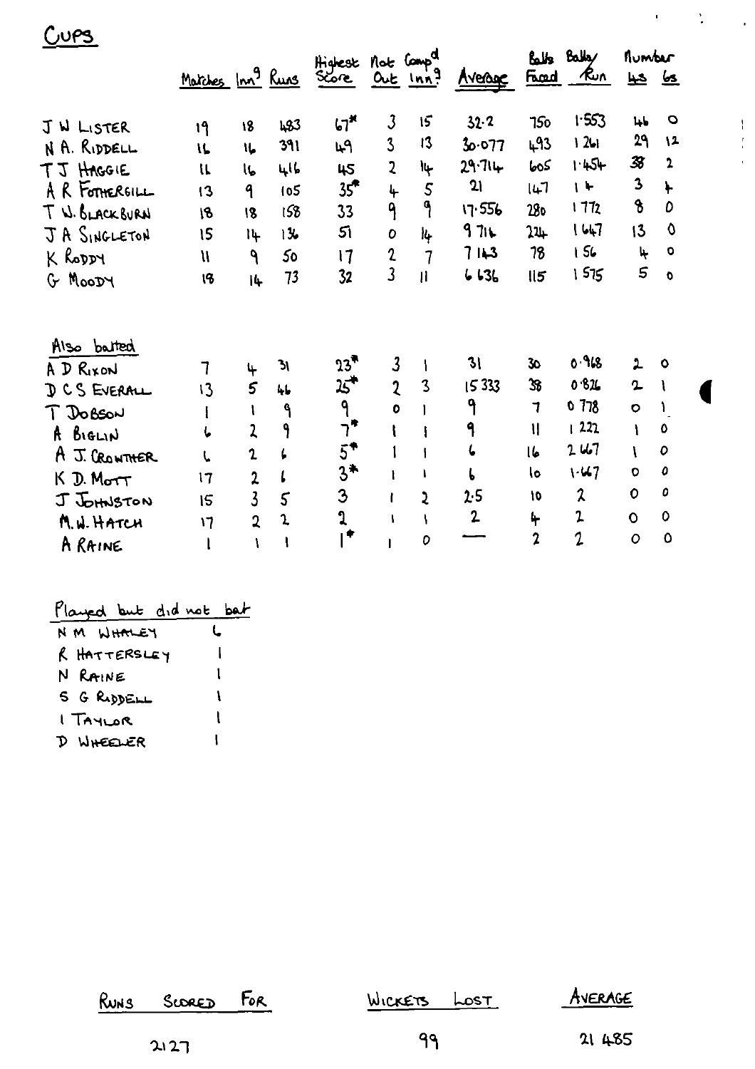# Cups

| | Matches | Inn^g | Runs | Highest Score | Not Out | Comp^d Inn^g | Average | Balls Faced | Balls/Run | Number 4s | 6s |
|---|---|---|---|---|---|---|---|---|---|---|---|
| J W LISTER | 19 | 18 | 483 | 67* | 3 | 15 | 32·2 | 750 | 1·553 | 46 | 0 |
| N A. RIDDELL | 16 | 16 | 391 | 49 | 3 | 13 | 30·077 | 493 | 1 261 | 29 | 12 |
| T J HAGGIE | 16 | 16 | 416 | 45 | 2 | 14 | 29·714 | 605 | 1·454 | 38 | 2 |
| A R FOTHERGILL | 13 | 9 | 105 | 35* | 4 | 5 | 21 | 147 | 1 4 | 3 | 4 |
| T W. BLACKBURN | 18 | 18 | 158 | 33 | 9 | 9 | 17·556 | 280 | 1 772 | 8 | 0 |
| J A SINGLETON | 15 | 14 | 136 | 51 | 0 | 14 | 9 716 | 224 | 1 647 | 13 | 0 |
| K RODDY | 11 | 9 | 50 | 17 | 2 | 7 | 7 143 | 78 | 1 56 | 4 | 0 |
| G MOODY | 18 | 14 | 73 | 32 | 3 | 11 | 6 636 | 115 | 1 575 | 5 | 0 |
| **Also batted** | | | | | | | | | | | |
| A D RIXON | 7 | 4 | 31 | 23* | 3 | 1 | 31 | 30 | 0·968 | 2 | 0 |
| D C S EVERALL | 13 | 5 | 46 | 25* | 2 | 3 | 15 333 | 38 | 0·826 | 2 | 1 |
| T DOBSON | 1 | 1 | 9 | 9 | 0 | 1 | 9 | 7 | 0 778 | 0 | 1 |
| A BIGLIN | 6 | 2 | 9 | 7* | 1 | 1 | 9 | 11 | 1 222 | 1 | 0 |
| A J. CROWTHER | 6 | 2 | 6 | 5* | 1 | 1 | 6 | 16 | 2 667 | 1 | 0 |
| K D. MOTT | 17 | 2 | 6 | 3* | 1 | 1 | 6 | 10 | 1·667 | 0 | 0 |
| J JOHNSTON | 15 | 3 | 5 | 3 | 1 | 2 | 2·5 | 10 | 2 | 0 | 0 |
| M.W. HATCH | 17 | 2 | 2 | 2 | 1 | 1 | 2 | 4 | 2 | 0 | 0 |
| A RAINE | 1 | 1 | 1 | 1* | 1 | 0 | — | 2 | 2 | 0 | 0 |

**Played but did not bat**

| | |
|---|---|
| N M WHALEY | 6 |
| R HATTERSLEY | 1 |
| N RAINE | 1 |
| S G RIDDELL | 1 |
| I TAYLOR | 1 |
| D WHEELER | 1 |

| Runs Scored For | Wickets Lost | Average |
|---|---|---|
| 2127 | 99 | 21 485 |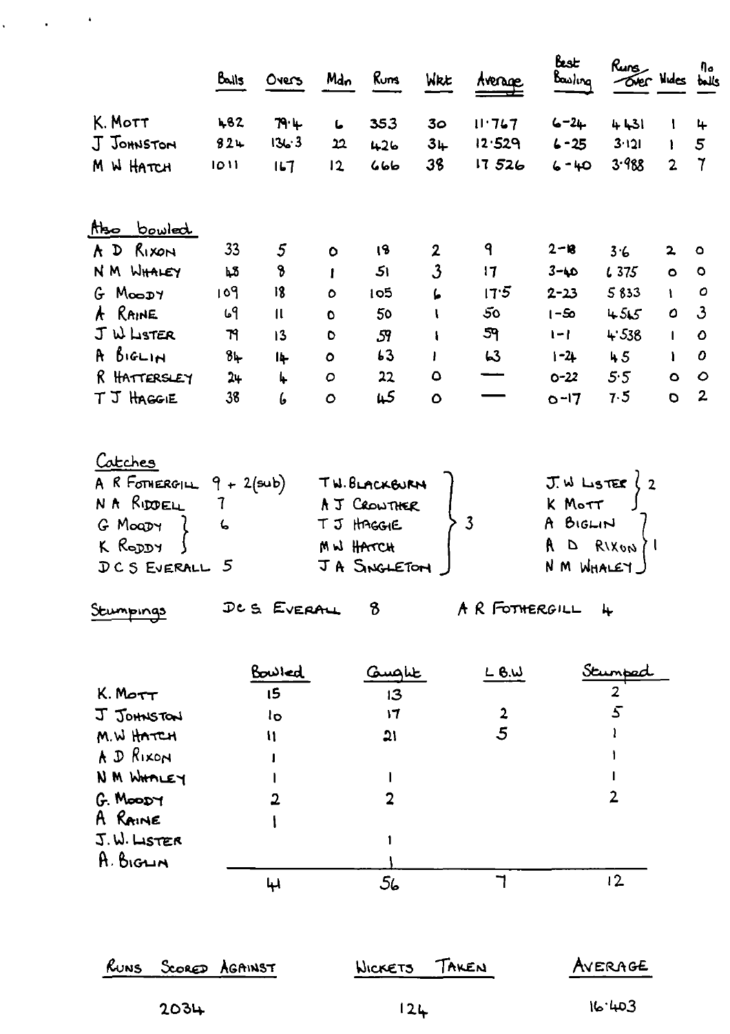| | Balls | Overs | Mdn | Runs | Wkt | Average | Best Bowling | Runs Over | Wides | No balls |
|---|---|---|---|---|---|---|---|---|---|---|
| K. MOTT | 482 | 79.4 | 6 | 353 | 30 | 11.767 | 6-24 | 4.431 | 1 | 4 |
| J JOHNSTON | 824 | 136.3 | 22 | 426 | 34 | 12.529 | 6-25 | 3.121 | 1 | 5 |
| M W HATCH | 1011 | 167 | 12 | 666 | 38 | 17 526 | 6-40 | 3.988 | 2 | 7 |

**Also bowled**

| | Balls | Overs | Mdn | Runs | Wkt | Average | Best Bowling | Runs Over | Wides | No balls |
|---|---|---|---|---|---|---|---|---|---|---|
| A D RIXON | 33 | 5 | 0 | 18 | 2 | 9 | 2-18 | 3.6 | 2 | 0 |
| N M WHALEY | 48 | 8 | 1 | 51 | 3 | 17 | 3-40 | 6 375 | 0 | 0 |
| G MOODY | 109 | 18 | 0 | 105 | 6 | 17.5 | 2-23 | 5 833 | 1 | 0 |
| A RAINE | 69 | 11 | 0 | 50 | 1 | 50 | 1-50 | 4.545 | 0 | 3 |
| J W LISTER | 79 | 13 | 0 | 59 | 1 | 59 | 1-1 | 4.538 | 1 | 0 |
| A BIGLIN | 84 | 14 | 0 | 63 | 1 | 63 | 1-24 | 4.5 | 1 | 0 |
| R HATTERSLEY | 24 | 4 | 0 | 22 | 0 | — | 0-22 | 5.5 | 0 | 0 |
| T J HAGGIE | 38 | 6 | 0 | 45 | 0 | — | 0-17 | 7.5 | 0 | 2 |

**Catches**

A R FOTHERGILL 9 + 2(sub)
N A RIDDELL 7
G MOODY, K RODDY 6
D C S EVERALL 5
T.W. BLACKBURN, A J CROWTHER, T J HAGGIE, M W HATCH, J A SINGLETON 3
J. W LISTER, K MOTT 2
A BIGLIN, A D RIXON, N M WHALEY 1

**Stumpings** D C S EVERALL 8 A R FOTHERGILL 4

| | Bowled | Caught | L.B.W | Stumped |
|---|---|---|---|---|
| K. MOTT | 15 | 13 | | 2 |
| J JOHNSTON | 10 | 17 | 2 | 5 |
| M.W HATCH | 11 | 21 | 5 | 1 |
| A D RIXON | 1 | | | 1 |
| N M WHALEY | 1 | 1 | | 1 |
| G. MOODY | 2 | 2 | | 2 |
| A RAINE | 1 | | | |
| J.W. LISTER | | 1 | | |
| A. BIGLIN | | 1 | | |
| | 41 | 56 | 7 | 12 |

| RUNS SCORED AGAINST | WICKETS TAKEN | AVERAGE |
|---|---|---|
| 2034 | 124 | 16.403 |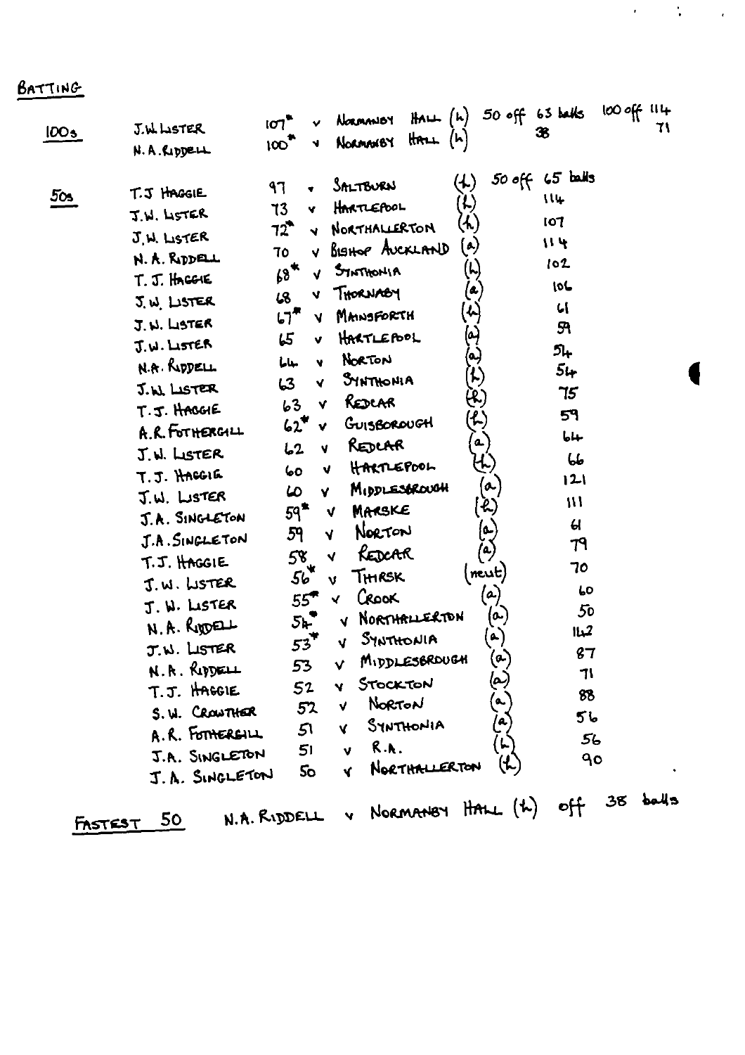# BATTING

**100s**

| Player | Score | | Opponent | Venue | Balls |
|---|---|---|---|---|---|
| J.W. LISTER | 107* | v | NORMANBY HALL | (h) | 50 off 63 balls, 100 off 114 |
| N.A. RIDDELL | 100* | v | NORMANBY HALL | (h) | 38, 71 |

**50s**

| Player | Score | | Opponent | Venue | Balls |
|---|---|---|---|---|---|
| T.J. HAGGIE | 97 | v | SALTBURN | (h) | 50 off 65 balls |
| J.W. LISTER | 73 | v | HARTLEPOOL | (h) | 114 |
| J.W. LISTER | 72* | v | NORTHALLERTON | (h) | 107 |
| N.A. RIDDELL | 70 | v | BISHOP AUCKLAND | (a) | 114 |
| T.J. HAGGIE | 68* | v | SYNTHONIA | (h) | 102 |
| J.W. LISTER | 68 | v | THORNABY | (a) | 106 |
| J.W. LISTER | 67* | v | MAINSFORTH | (h) | 61 |
| J.W. LISTER | 65 | v | HARTLEPOOL | (a) | 59 |
| N.A. RIDDELL | 64 | v | NORTON | (a) | 54 |
| J.W. LISTER | 63 | v | SYNTHONIA | (h) | 54 |
| T.J. HAGGIE | 63 | v | REDCAR | (h) | 75 |
| A.R. FOTHERGILL | 62* | v | GUISBOROUGH | (h) | 59 |
| J.W. LISTER | 62 | v | REDCAR | (a) | 64 |
| T.J. HAGGIE | 60 | v | HARTLEPOOL | (h) | 66 |
| J.W. LISTER | 60 | v | MIDDLESBROUGH | (a) | 121 |
| J.A. SINGLETON | 59* | v | MARSKE | (h) | 111 |
| J.A. SINGLETON | 59 | v | NORTON | (a) | 61 |
| T.J. HAGGIE | 58 | v | REDCAR | (a) | 79 |
| J.W. LISTER | 56* | v | THIRSK | (neut) | 70 |
| J.W. LISTER | 55* | v | CROOK | (a) | 60 |
| N.A. RIDDELL | 54* | v | NORTHALLERTON | (a) | 50 |
| J.W. LISTER | 53* | v | SYNTHONIA | (a) | 142 |
| N.A. RIDDELL | 53 | v | MIDDLESBROUGH | (a) | 87 |
| T.J. HAGGIE | 52 | v | STOCKTON | (a) | 71 |
| S.W. CROWTHER | 52 | v | NORTON | (a) | 88 |
| A.R. FOTHERGILL | 51 | v | SYNTHONIA | (a) | 56 |
| J.A. SINGLETON | 51 | v | R.A. | (h) | 56 |
| J.A. SINGLETON | 50 | v | NORTHALLERTON | (h) | 90 |

**FASTEST 50** N.A. RIDDELL v NORMANBY HALL (h) off 38 balls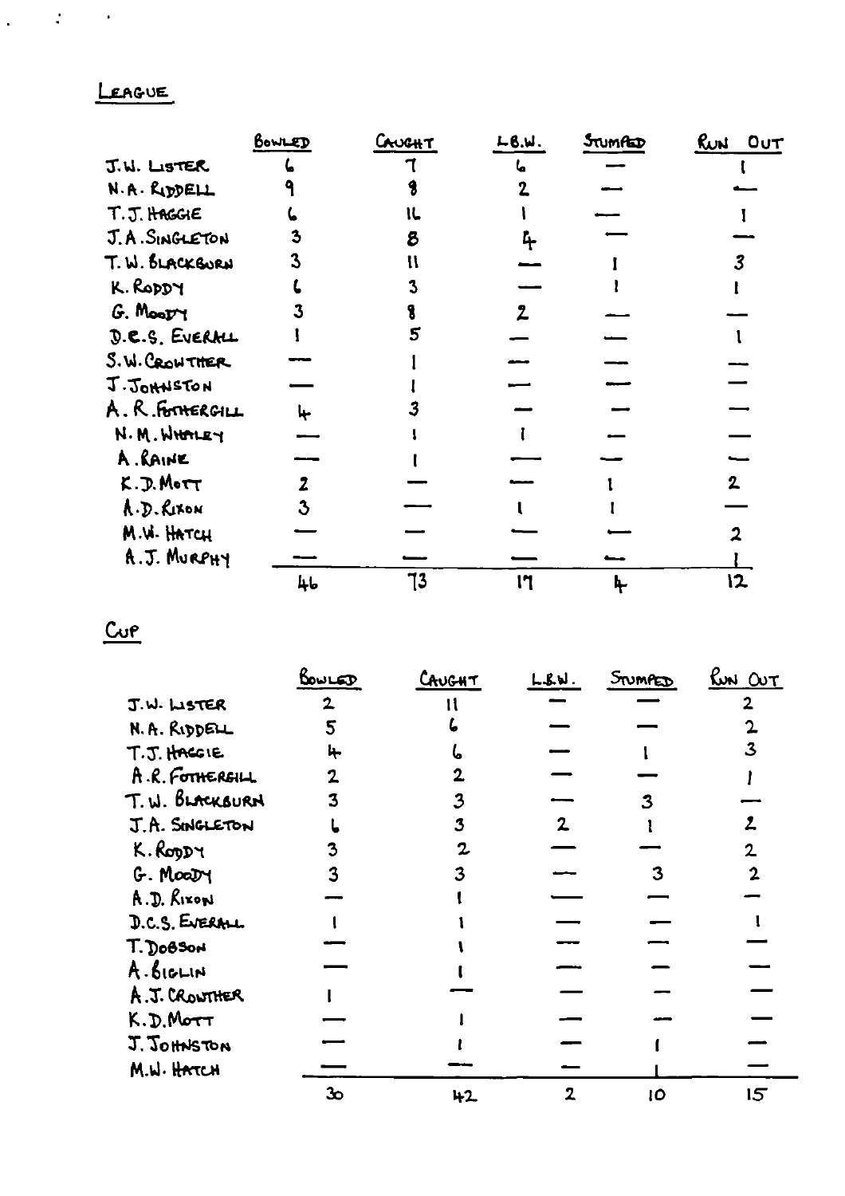## LEAGUE

| | BOWLED | CAUGHT | L.B.W. | STUMPED | RUN OUT |
|---|---|---|---|---|---|
| J.W. LISTER | 6 | 7 | 6 | — | 1 |
| N.A. RIDDELL | 9 | 8 | 2 | — | — |
| T.J. HAGGIE | 6 | 16 | 1 | — | 1 |
| J.A. SINGLETON | 3 | 8 | 4 | — | — |
| T.W. BLACKBURN | 3 | 11 | — | 1 | 3 |
| K. RODDY | 6 | 3 | — | 1 | 1 |
| G. MOODY | 3 | 8 | 2 | — | — |
| D.C.S. EVERALL | 1 | 5 | — | — | 1 |
| S.W. CROWTHER | — | 1 | — | — | — |
| J. JOHNSTON | — | 1 | — | — | — |
| A.R. FOTHERGILL | 4 | 3 | — | — | — |
| N.M. WHALEY | — | 1 | 1 | — | — |
| A. RAINE | — | 1 | — | — | — |
| K.D. MOTT | 2 | — | — | 1 | 2 |
| A.D. RIXON | 3 | — | 1 | 1 | — |
| M.W. HATCH | — | — | — | — | 2 |
| A.J. MURPHY | — | — | — | — | 1 |
| | 46 | 73 | 17 | 4 | 12 |

## CUP

| | BOWLED | CAUGHT | L.B.W. | STUMPED | RUN OUT |
|---|---|---|---|---|---|
| J.W. LISTER | 2 | 11 | — | — | 2 |
| N.A. RIDDELL | 5 | 6 | — | — | 2 |
| T.J. HAGGIE | 4 | 6 | — | 1 | 3 |
| A.R. FOTHERGILL | 2 | 2 | — | — | 1 |
| T.W. BLACKBURN | 3 | 3 | — | 3 | — |
| J.A. SINGLETON | 6 | 3 | 2 | 1 | 2 |
| K. RODDY | 3 | 2 | — | — | 2 |
| G. MOODY | 3 | 3 | — | 3 | 2 |
| A.D. RIXON | — | 1 | — | — | — |
| D.C.S. EVERALL | 1 | 1 | — | — | 1 |
| T. DOBSON | — | 1 | — | — | — |
| A. BIGLIN | — | 1 | — | — | — |
| A.J. CROWTHER | 1 | — | — | — | — |
| K.D. MOTT | — | 1 | — | — | — |
| J. JOHNSTON | — | 1 | — | 1 | — |
| M.W. HATCH | — | — | — | 1 | — |
| | 30 | 42 | 2 | 10 | 15 |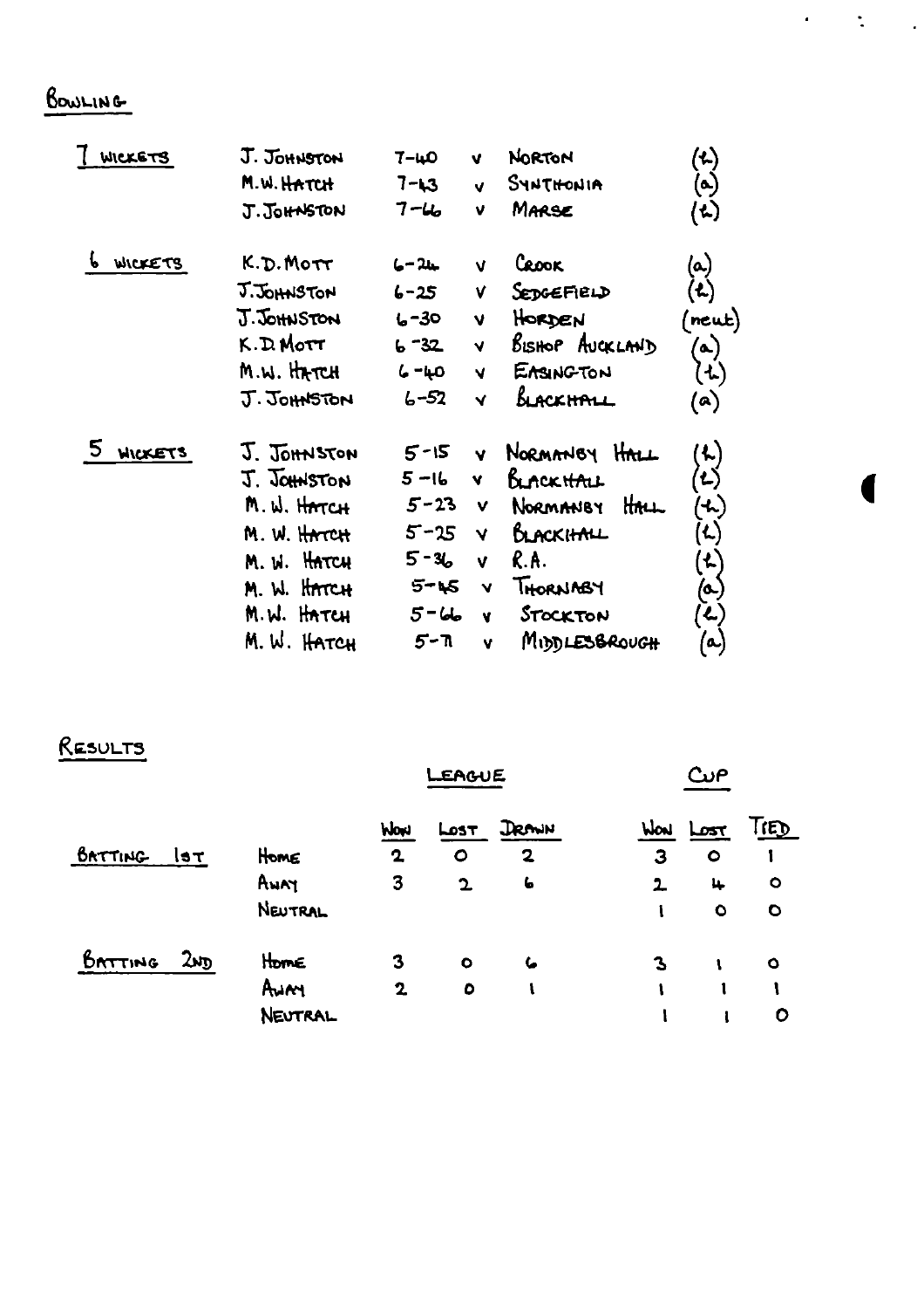## BOWLING

| | | | | | |
|---|---|---|---|---|---|
| 7 WICKETS | J. JOHNSTON | 7-40 | v | NORTON | (h) |
| | M.W. HATCH | 7-43 | v | SYNTHONIA | (a) |
| | J. JOHNSTON | 7-66 | v | MARSE | (h) |
| 6 WICKETS | K.D. MOTT | 6-24 | v | CROOK | (a) |
| | J. JOHNSTON | 6-25 | v | SEDGEFIELD | (h) |
| | J. JOHNSTON | 6-30 | v | HORDEN | (neut) |
| | K.D. MOTT | 6-32 | v | BISHOP AUCKLAND | (a) |
| | M.W. HATCH | 6-40 | v | EASINGTON | (h) |
| | J. JOHNSTON | 6-52 | v | BLACKHALL | (a) |
| 5 WICKETS | J. JOHNSTON | 5-15 | v | NORMANBY HALL | (h) |
| | J. JOHNSTON | 5-16 | v | BLACKHALL | (h) |
| | M.W. HATCH | 5-23 | v | NORMANBY HALL | (h) |
| | M.W. HATCH | 5-25 | v | BLACKHALL | (h) |
| | M.W. HATCH | 5-36 | v | R.A. | (h) |
| | M.W. HATCH | 5-45 | v | THORNABY | (a) |
| | M.W. HATCH | 5-66 | v | STOCKTON | (h) |
| | M.W. HATCH | 5-71 | v | MIDDLESBROUGH | (a) |

## RESULTS

| | | LEAGUE | | | CUP | | |
|---|---|---|---|---|---|---|---|
| | | WON | LOST | DRAWN | WON | LOST | TIED |
| BATTING 1ST | HOME | 2 | 0 | 2 | 3 | 0 | 1 |
| | AWAY | 3 | 2 | 6 | 2 | 4 | 0 |
| | NEUTRAL | | | | 1 | 0 | 0 |
| BATTING 2ND | HOME | 3 | 0 | 6 | 3 | 1 | 0 |
| | AWAY | 2 | 0 | 1 | 1 | 1 | 1 |
| | NEUTRAL | | | | 1 | 1 | 0 |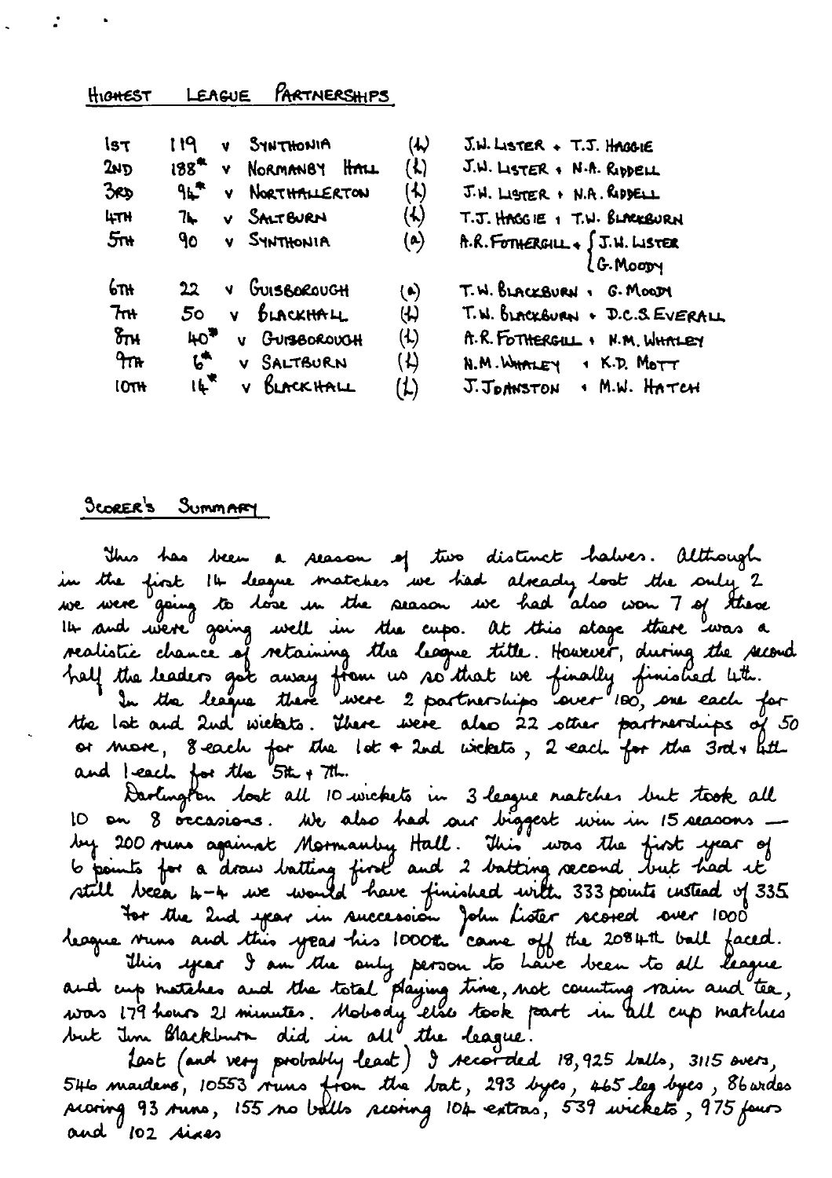## HIGHEST LEAGUE PARTNERSHIPS

| | | | | |
|---|---|---|---|---|
| 1ST | 119 | v SYNTHONIA | (H) | J.W. LISTER + T.J. HAGGIE |
| 2ND | 188* | v NORMANBY HALL | (H) | J.W. LISTER + N.A. RIDDELL |
| 3RD | 94* | v NORTHALLERTON | (H) | J.W. LISTER + N.A. RIDDELL |
| 4TH | 74 | v SALTBURN | (H) | T.J. HAGGIE + T.W. BLACKBURN |
| 5TH | 90 | v SYNTHONIA | (A) | A.R. FOTHERGILL + J.W. LISTER / G. MOODY |
| 6TH | 22 | v GUISBOROUGH | (A) | T.W. BLACKBURN + G. MOODY |
| 7TH | 50 | v BLACKHALL | (H) | T.W. BLACKBURN + D.C.S. EVERALL |
| 8TH | 40* | v GUISBOROUGH | (H) | A.R. FOTHERGILL + N.M. WHALEY |
| 9TH | 6* | v SALTBURN | (H) | N.M. WHALEY + K.D. MOTT |
| 10TH | 14* | v BLACKHALL | (H) | J. JOHNSTON + M.W. HATCH |

## SCORER'S SUMMARY

This has been a season of two distinct halves. Although in the first 14 league matches we had already lost the only 2 we were going to lose in the season we had also won 7 of these 14 and were going well in the cups. At this stage there was a realistic chance of retaining the league title. However, during the second half the leaders got away from us so that we finally finished 4th.

In the league there were 2 partnerships over 100, one each for the 1st and 2nd wickets. There were also 22 other partnerships of 50 or more, 8 each for the 1st & 2nd wickets, 2 each for the 3rd & 4th and 1 each for the 5th & 7th.

Darlington lost all 10 wickets in 3 league matches but took all 10 on 8 occasions. We also had our biggest win in 15 seasons — by 200 runs against Normanby Hall. This was the first year of 6 points for a draw batting first and 2 batting second but had it still been 4-4 we would have finished with 333 points instead of 335.

For the 2nd year in succession John Lister scored over 1000 league runs and this year his 1000th came off the 2084th ball faced.

This year I am the only person to have been to all league and cup matches and the total playing time, not counting rain and tea, was 179 hours 21 minutes. Nobody else took part in all cup matches but Tim Blackburn did in all the league.

Last (and very probably least) I recorded 18,925 balls, 3115 overs, 546 maidens, 10553 runs from the bat, 293 byes, 465 leg byes, 86 wides scoring 93 runs, 155 no balls scoring 104 extras, 539 wickets, 975 fours and 102 sixes